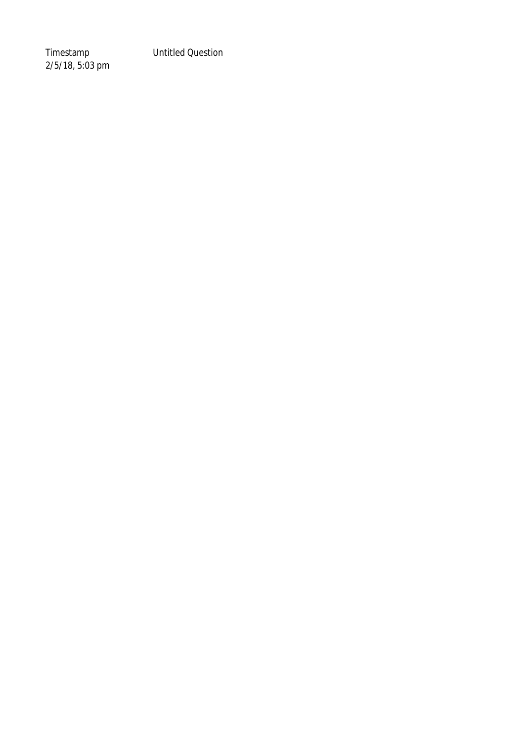| Timestamp | Untitled Question |
| --- | --- |
| 2/5/18, 5:03 pm | |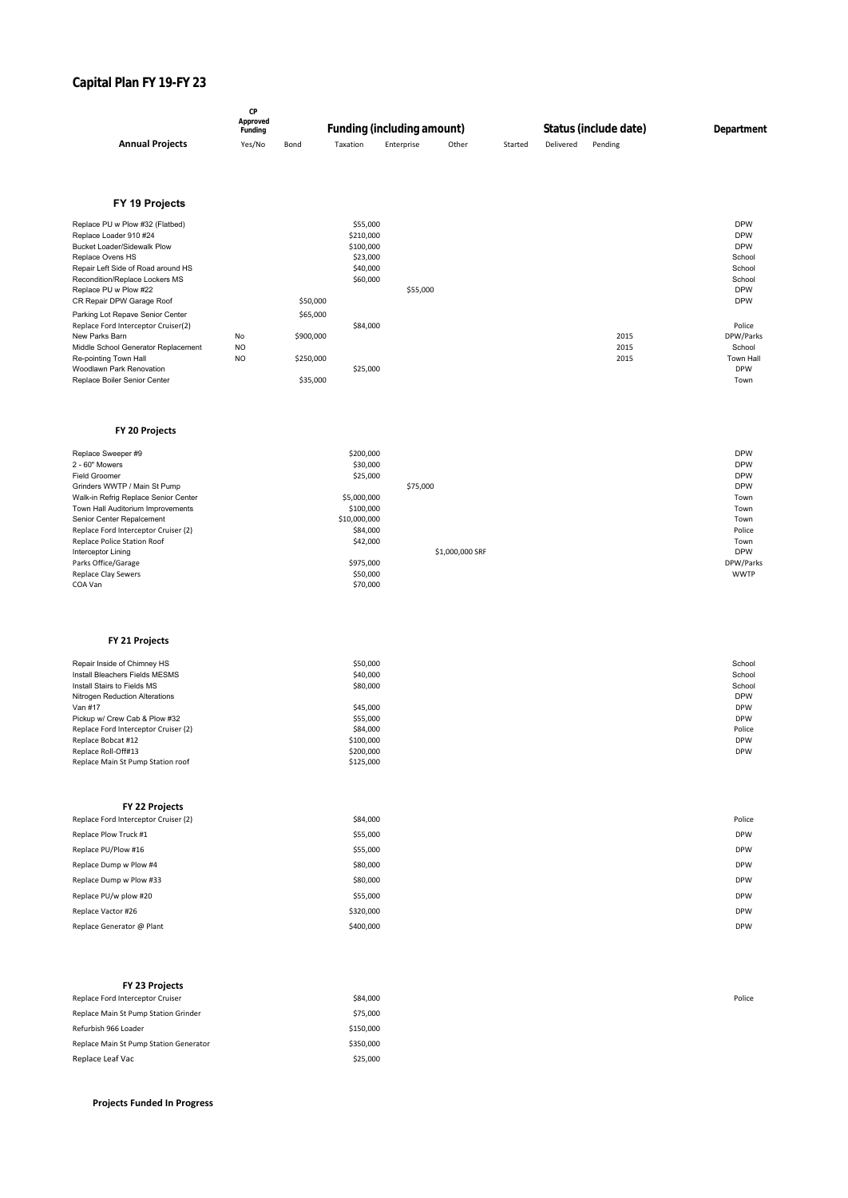# Capital Plan FY 19-FY 23

| Annual Projects | CP Approved Funding Yes/No | Funding (including amount) Bond | Taxation | Enterprise | Other | Status (include date) Started | Delivered | Pending | Department |
|---|---|---|---|---|---|---|---|---|---|
| **FY 19 Projects** | | | | | | | | | |
| Replace PU w Plow #32 (Flatbed) | | | $55,000 | | | | | | DPW |
| Replace Loader 910 #24 | | | $210,000 | | | | | | DPW |
| Bucket Loader/Sidewalk Plow | | | $100,000 | | | | | | DPW |
| Replace Ovens HS | | | $23,000 | | | | | | School |
| Repair Left Side of Road around HS | | | $40,000 | | | | | | School |
| Recondition/Replace Lockers MS | | | $60,000 | | | | | | School |
| Replace PU w Plow #22 | | | | $55,000 | | | | | DPW |
| CR Repair DPW Garage Roof | | $50,000 | | | | | | | DPW |
| Parking Lot Repave Senior Center | | $65,000 | | | | | | | |
| Replace Ford Interceptor Cruiser(2) | | | $84,000 | | | | | | Police |
| New Parks Barn | No | $900,000 | | | | | | 2015 | DPW/Parks |
| Middle School Generator Replacement | NO | | | | | | | 2015 | School |
| Re-pointing Town Hall | NO | $250,000 | | | | | | 2015 | Town Hall |
| Woodlawn Park Renovation | | | $25,000 | | | | | | DPW |
| Replace Boiler Senior Center | | $35,000 | | | | | | | Town |
| **FY 20 Projects** | | | | | | | | | |
| Replace Sweeper #9 | | | $200,000 | | | | | | DPW |
| 2 - 60" Mowers | | | $30,000 | | | | | | DPW |
| Field Groomer | | | $25,000 | | | | | | DPW |
| Grinders WWTP / Main St Pump | | | | $75,000 | | | | | DPW |
| Walk-in Refrig Replace Senior Center | | | $5,000,000 | | | | | | Town |
| Town Hall Auditorium Improvements | | | $100,000 | | | | | | Town |
| Senior Center Repalcement | | | $10,000,000 | | | | | | Town |
| Replace Ford Interceptor Cruiser (2) | | | $84,000 | | | | | | Police |
| Replace Police Station Roof | | | $42,000 | | | | | | Town |
| Interceptor Lining | | | | | $1,000,000 SRF | | | | DPW |
| Parks Office/Garage | | | $975,000 | | | | | | DPW/Parks |
| Replace Clay Sewers | | | $50,000 | | | | | | WWTP |
| COA Van | | | $70,000 | | | | | | |
| **FY 21 Projects** | | | | | | | | | |
| Repair Inside of Chimney HS | | | $50,000 | | | | | | School |
| Install Bleachers Fields MESMS | | | $40,000 | | | | | | School |
| Install Stairs to Fields MS | | | $80,000 | | | | | | School |
| Nitrogen Reduction Alterations | | | | | | | | | DPW |
| Van #17 | | | $45,000 | | | | | | DPW |
| Pickup w/ Crew Cab & Plow #32 | | | $55,000 | | | | | | DPW |
| Replace Ford Interceptor Cruiser (2) | | | $84,000 | | | | | | Police |
| Replace Bobcat #12 | | | $100,000 | | | | | | DPW |
| Replace Roll-Off#13 | | | $200,000 | | | | | | DPW |
| Replace Main St Pump Station roof | | | $125,000 | | | | | | |
| **FY 22 Projects** | | | | | | | | | |
| Replace Ford Interceptor Cruiser (2) | | | $84,000 | | | | | | Police |
| Replace Plow Truck #1 | | | $55,000 | | | | | | DPW |
| Replace PU/Plow #16 | | | $55,000 | | | | | | DPW |
| Replace Dump w Plow #4 | | | $80,000 | | | | | | DPW |
| Replace Dump w Plow #33 | | | $80,000 | | | | | | DPW |
| Replace PU/w plow #20 | | | $55,000 | | | | | | DPW |
| Replace Vactor #26 | | | $320,000 | | | | | | DPW |
| Replace Generator @ Plant | | | $400,000 | | | | | | DPW |
| **FY 23 Projects** | | | | | | | | | |
| Replace Ford Interceptor Cruiser | | | $84,000 | | | | | | Police |
| Replace Main St Pump Station Grinder | | | $75,000 | | | | | | |
| Refurbish 966 Loader | | | $150,000 | | | | | | |
| Replace Main St Pump Station Generator | | | $350,000 | | | | | | |
| Replace Leaf Vac | | | $25,000 | | | | | | |

**Projects Funded In Progress**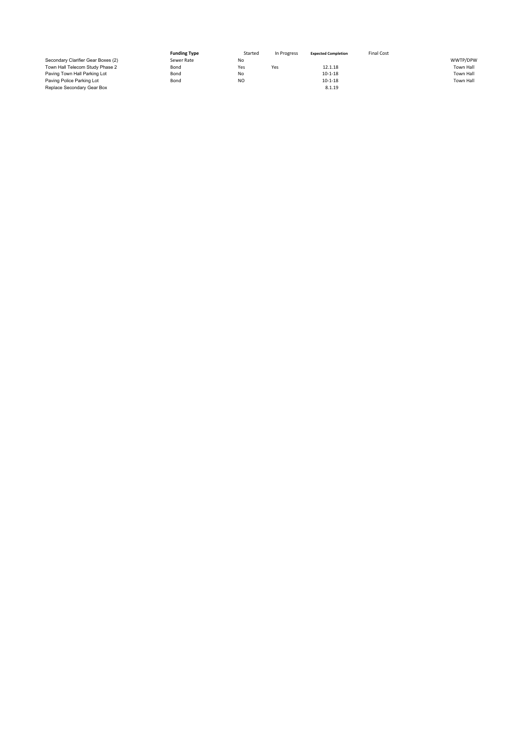| | **Funding Type** | Started | In Progress | Expected Completion | Final Cost | |
|---|---|---|---|---|---|---|
| Secondary Clarifier Gear Boxes (2) | Sewer Rate | No | | | | WWTP/DPW |
| Town Hall Telecom Study Phase 2 | Bond | Yes | Yes | 12.1.18 | | Town Hall |
| Paving Town Hall Parking Lot | Bond | No | | 10-1-18 | | Town Hall |
| Paving Police Parking Lot | Bond | NO | | 10-1-18 | | Town Hall |
| Replace Secondary Gear Box | | | | 8.1.19 | | |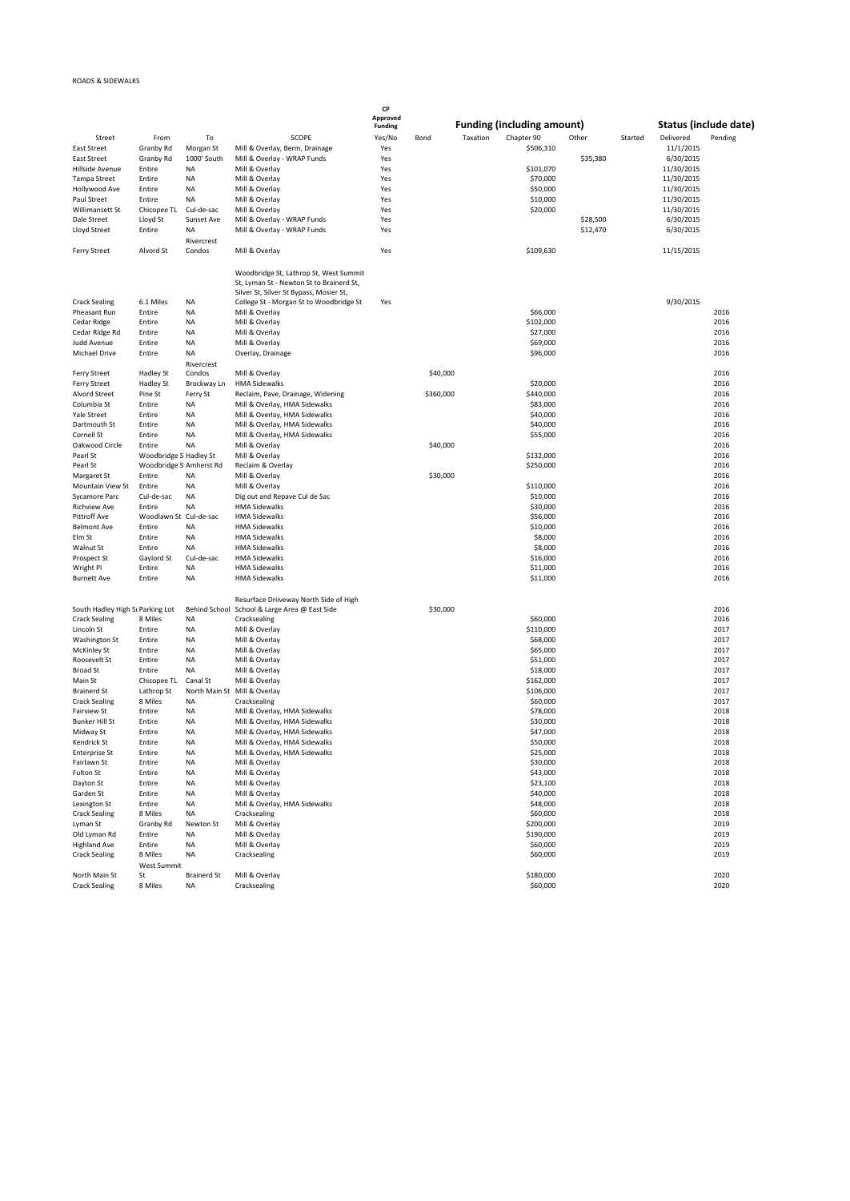ROADS & SIDEWALKS

| | | | | CP Approved Funding | Funding (including amount) | | | | | Status (include date) | | |
|---|---|---|---|---|---|---|---|---|---|---|---|---|
| Street | From | To | SCOPE | Yes/No | Bond | Taxation | Chapter 90 | Other | Started | Delivered | Pending |
| East Street | Granby Rd | Morgan St | Mill & Overlay, Berm, Drainage | Yes | | | $506,310 | | | 11/1/2015 | |
| East Street | Granby Rd | 1000' South | Mill & Overlay - WRAP Funds | Yes | | | | $35,380 | | 6/30/2015 | |
| Hillside Avenue | Entire | NA | Mill & Overlay | Yes | | | $101,070 | | | 11/30/2015 | |
| Tampa Street | Entire | NA | Mill & Overlay | Yes | | | $70,000 | | | 11/30/2015 | |
| Hollywood Ave | Entire | NA | Mill & Overlay | Yes | | | $50,000 | | | 11/30/2015 | |
| Paul Street | Entire | NA | Mill & Overlay | Yes | | | $10,000 | | | 11/30/2015 | |
| Willimansett St | Chicopee TL | Cul-de-sac | Mill & Overlay | Yes | | | $20,000 | | | 11/30/2015 | |
| Dale Street | Lloyd St | Sunset Ave | Mill & Overlay - WRAP Funds | Yes | | | | $28,500 | | 6/30/2015 | |
| Lloyd Street | Entire | NA | Mill & Overlay - WRAP Funds | Yes | | | | $12,470 | | 6/30/2015 | |
| Ferry Street | Alvord St | Rivercrest Condos | Mill & Overlay | Yes | | | $109,630 | | | 11/15/2015 | |
| Crack Sealing | 6.1 Miles | NA | Woodbridge St, Lathrop St, West Summit St, Lyman St - Newton St to Brainerd St, Silver St, Silver St Bypass, Mosier St, College St - Morgan St to Woodbridge St | Yes | | | | | | 9/30/2015 | |
| Pheasant Run | Entire | NA | Mill & Overlay | | | | $66,000 | | | | 2016 |
| Cedar Ridge | Entire | NA | Mill & Overlay | | | | $102,000 | | | | 2016 |
| Cedar Ridge Rd | Entire | NA | Mill & Overlay | | | | $27,000 | | | | 2016 |
| Judd Avenue | Entire | NA | Mill & Overlay | | | | $69,000 | | | | 2016 |
| Michael Drive | Entire | NA | Overlay, Drainage | | | | $96,000 | | | | 2016 |
| Ferry Street | Hadley St | Rivercrest Condos | Mill & Overlay | | $40,000 | | | | | | 2016 |
| Ferry Street | Hadley St | Brockway Ln | HMA Sidewalks | | | | $20,000 | | | | 2016 |
| Alvord Street | Pine St | Ferry St | Reclaim, Pave, Drainage, Widening | | $360,000 | | $440,000 | | | | 2016 |
| Columbia St | Entire | NA | Mill & Overlay, HMA Sidewalks | | | | $83,000 | | | | 2016 |
| Yale Street | Entire | NA | Mill & Overlay, HMA Sidewalks | | | | $40,000 | | | | 2016 |
| Dartmouth St | Entire | NA | Mill & Overlay, HMA Sidewalks | | | | $40,000 | | | | 2016 |
| Cornell St | Entire | NA | Mill & Overlay, HMA Sidewalks | | | | $55,000 | | | | 2016 |
| Oakwood Circle | Entire | NA | Mill & Overlay | | $40,000 | | | | | | 2016 |
| Pearl St | Woodbridge S | Hadley St | Mill & Overlay | | | | $132,000 | | | | 2016 |
| Pearl St | Woodbridge S | Amherst Rd | Reclaim & Overlay | | | | $250,000 | | | | 2016 |
| Margaret St | Entire | NA | Mill & Overlay | | $30,000 | | | | | | 2016 |
| Mountain View St | Entire | NA | Mill & Overlay | | | | $110,000 | | | | 2016 |
| Sycamore Parc | Cul-de-sac | NA | Dig out and Repave Cul de Sac | | | | $10,000 | | | | 2016 |
| Richview Ave | Entire | NA | HMA Sidewalks | | | | $30,000 | | | | 2016 |
| Pittroff Ave | Woodlawn St | Cul-de-sac | HMA Sidewalks | | | | $56,000 | | | | 2016 |
| Belmont Ave | Entire | NA | HMA Sidewalks | | | | $10,000 | | | | 2016 |
| Elm St | Entire | NA | HMA Sidewalks | | | | $8,000 | | | | 2016 |
| Walnut St | Entire | NA | HMA Sidewalks | | | | $8,000 | | | | 2016 |
| Prospect St | Gaylord St | Cul-de-sac | HMA Sidewalks | | | | $16,000 | | | | 2016 |
| Wright Pl | Entire | NA | HMA Sidewalks | | | | $11,000 | | | | 2016 |
| Burnett Ave | Entire | NA | HMA Sidewalks | | | | $11,000 | | | | 2016 |
| South Hadley High Sc | Parking Lot | Behind School | Resurface Driiveway North Side of High School & Large Area @ East Side | | $30,000 | | | | | | 2016 |
| Crack Sealing | 8 Miles | NA | Cracksealing | | | | $60,000 | | | | 2016 |
| Lincoln St | Entire | NA | Mill & Overlay | | | | $110,000 | | | | 2017 |
| Washington St | Entire | NA | Mill & Overlay | | | | $68,000 | | | | 2017 |
| McKinley St | Entire | NA | Mill & Overlay | | | | $65,000 | | | | 2017 |
| Roosevelt St | Entire | NA | Mill & Overlay | | | | $51,000 | | | | 2017 |
| Broad St | Entire | NA | Mill & Overlay | | | | $18,000 | | | | 2017 |
| Main St | Chicopee TL | Canal St | Mill & Overlay | | | | $162,000 | | | | 2017 |
| Brainerd St | Lathrop St | North Main St | Mill & Overlay | | | | $106,000 | | | | 2017 |
| Crack Sealing | 8 Miles | NA | Cracksealing | | | | $60,000 | | | | 2017 |
| Fairview St | Entire | NA | Mill & Overlay, HMA Sidewalks | | | | $78,000 | | | | 2018 |
| Bunker Hill St | Entire | NA | Mill & Overlay, HMA Sidewalks | | | | $30,000 | | | | 2018 |
| Midway St | Entire | NA | Mill & Overlay, HMA Sidewalks | | | | $47,000 | | | | 2018 |
| Kendrick St | Entire | NA | Mill & Overlay, HMA Sidewalks | | | | $50,000 | | | | 2018 |
| Enterprise St | Entire | NA | Mill & Overlay, HMA Sidewalks | | | | $25,000 | | | | 2018 |
| Fairlawn St | Entire | NA | Mill & Overlay | | | | $30,000 | | | | 2018 |
| Fulton St | Entire | NA | Mill & Overlay | | | | $43,000 | | | | 2018 |
| Dayton St | Entire | NA | Mill & Overlay | | | | $23,100 | | | | 2018 |
| Garden St | Entire | NA | Mill & Overlay | | | | $40,000 | | | | 2018 |
| Lexington St | Entire | NA | Mill & Overlay, HMA Sidewalks | | | | $48,000 | | | | 2018 |
| Crack Sealing | 8 Miles | NA | Cracksealing | | | | $60,000 | | | | 2018 |
| Lyman St | Granby Rd | Newton St | Mill & Overlay | | | | $200,000 | | | | 2019 |
| Old Lyman Rd | Entire | NA | Mill & Overlay | | | | $190,000 | | | | 2019 |
| Highland Ave | Entire | NA | Mill & Overlay | | | | $60,000 | | | | 2019 |
| Crack Sealing | 8 Miles | NA | Cracksealing | | | | $60,000 | | | | 2019 |
| North Main St | West Summit St | Brainerd St | Mill & Overlay | | | | $180,000 | | | | 2020 |
| Crack Sealing | 8 Miles | NA | Cracksealing | | | | $60,000 | | | | 2020 |